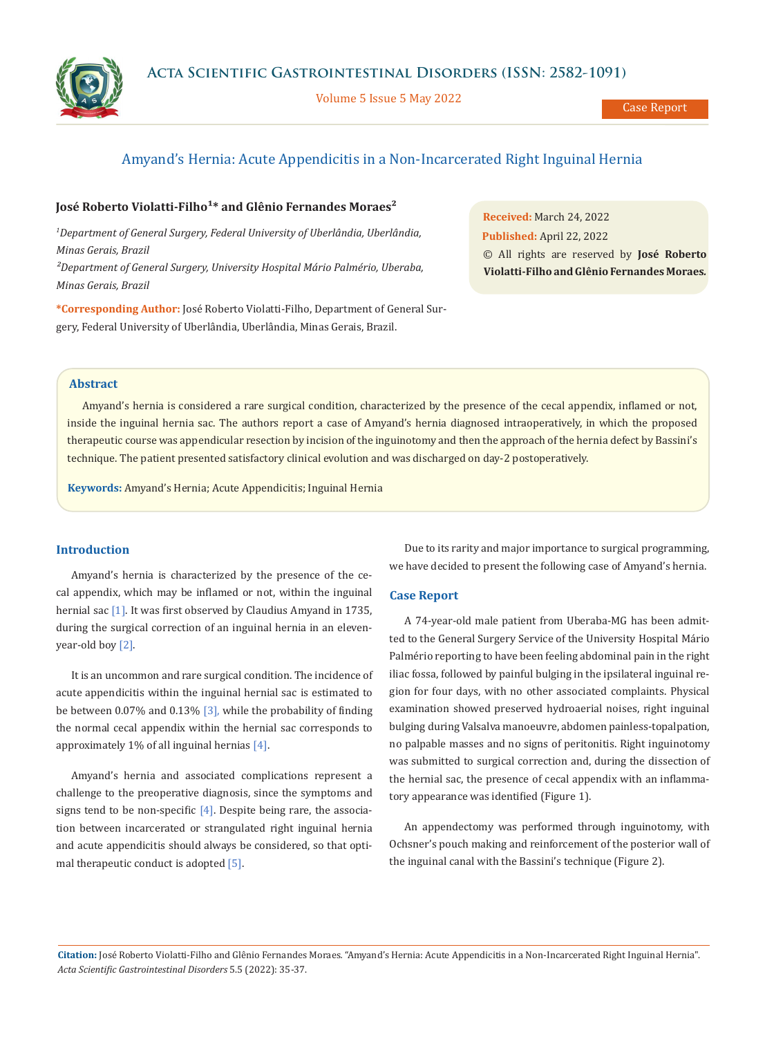Case Report

# Amyand's Hernia: Acute Appendicitis in a Non-Incarcerated Right Inguinal Hernia

**José Roberto Violatti-Filho[1]* and Glênio Fernandes Moraes[2]**

[1]*Department of General Surgery, Federal University of Uberlândia, Uberlândia, Minas Gerais, Brazil*

[2]*Department of General Surgery, University Hospital Mário Palmério, Uberaba, Minas Gerais, Brazil*

***Corresponding Author:** José Roberto Violatti-Filho, Department of General Surgery, Federal University of Uberlândia, Uberlândia, Minas Gerais, Brazil.

**Received:** March 24, 2022
**Published:** April 22, 2022
© All rights are reserved by **José Roberto Violatti-Filho and Glênio Fernandes Moraes.**

## Abstract

Amyand's hernia is considered a rare surgical condition, characterized by the presence of the cecal appendix, inflamed or not, inside the inguinal hernia sac. The authors report a case of Amyand's hernia diagnosed intraoperatively, in which the proposed therapeutic course was appendicular resection by incision of the inguinotomy and then the approach of the hernia defect by Bassini's technique. The patient presented satisfactory clinical evolution and was discharged on day-2 postoperatively.

**Keywords:** Amyand's Hernia; Acute Appendicitis; Inguinal Hernia

## Introduction

Amyand's hernia is characterized by the presence of the cecal appendix, which may be inflamed or not, within the inguinal hernial sac [1]. It was first observed by Claudius Amyand in 1735, during the surgical correction of an inguinal hernia in an eleven-year-old boy [2].

It is an uncommon and rare surgical condition. The incidence of acute appendicitis within the inguinal hernial sac is estimated to be between 0.07% and 0.13% [3], while the probability of finding the normal cecal appendix within the hernial sac corresponds to approximately 1% of all inguinal hernias [4].

Amyand's hernia and associated complications represent a challenge to the preoperative diagnosis, since the symptoms and signs tend to be non-specific [4]. Despite being rare, the association between incarcerated or strangulated right inguinal hernia and acute appendicitis should always be considered, so that optimal therapeutic conduct is adopted [5].

Due to its rarity and major importance to surgical programming, we have decided to present the following case of Amyand's hernia.

## Case Report

A 74-year-old male patient from Uberaba-MG has been admitted to the General Surgery Service of the University Hospital Mário Palmério reporting to have been feeling abdominal pain in the right iliac fossa, followed by painful bulging in the ipsilateral inguinal region for four days, with no other associated complaints. Physical examination showed preserved hydroaerial noises, right inguinal bulging during Valsalva manoeuvre, abdomen painless-topalpation, no palpable masses and no signs of peritonitis. Right inguinotomy was submitted to surgical correction and, during the dissection of the hernial sac, the presence of cecal appendix with an inflammatory appearance was identified (Figure 1).

An appendectomy was performed through inguinotomy, with Ochsner's pouch making and reinforcement of the posterior wall of the inguinal canal with the Bassini's technique (Figure 2).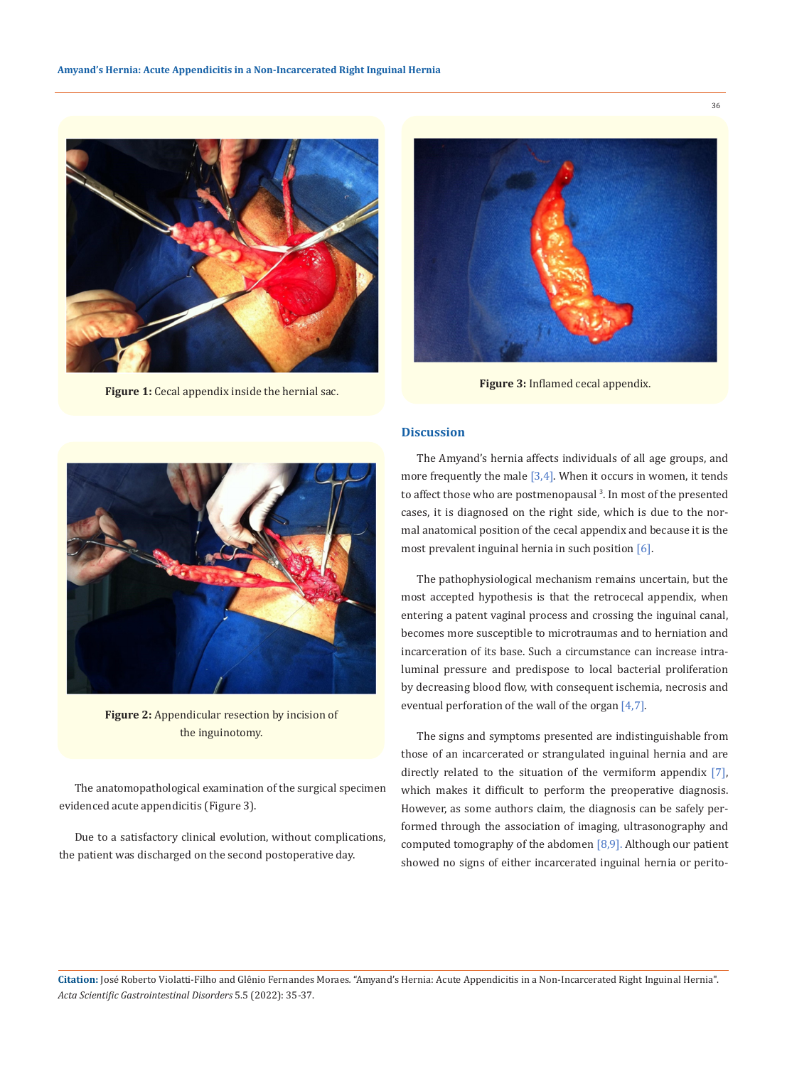**Figure 1:** Cecal appendix inside the hernial sac.

**Figure 2:** Appendicular resection by incision of the inguinotomy.

The anatomopathological examination of the surgical specimen evidenced acute appendicitis (Figure 3).

Due to a satisfactory clinical evolution, without complications, the patient was discharged on the second postoperative day.

**Figure 3:** Inflamed cecal appendix.

## Discussion

The Amyand's hernia affects individuals of all age groups, and more frequently the male [3,4]. When it occurs in women, it tends to affect those who are postmenopausal [3]. In most of the presented cases, it is diagnosed on the right side, which is due to the normal anatomical position of the cecal appendix and because it is the most prevalent inguinal hernia in such position [6].

The pathophysiological mechanism remains uncertain, but the most accepted hypothesis is that the retrocecal appendix, when entering a patent vaginal process and crossing the inguinal canal, becomes more susceptible to microtraumas and to herniation and incarceration of its base. Such a circumstance can increase intraluminal pressure and predispose to local bacterial proliferation by decreasing blood flow, with consequent ischemia, necrosis and eventual perforation of the wall of the organ [4,7].

The signs and symptoms presented are indistinguishable from those of an incarcerated or strangulated inguinal hernia and are directly related to the situation of the vermiform appendix [7], which makes it difficult to perform the preoperative diagnosis. However, as some authors claim, the diagnosis can be safely performed through the association of imaging, ultrasonography and computed tomography of the abdomen [8,9]. Although our patient showed no signs of either incarcerated inguinal hernia or perito-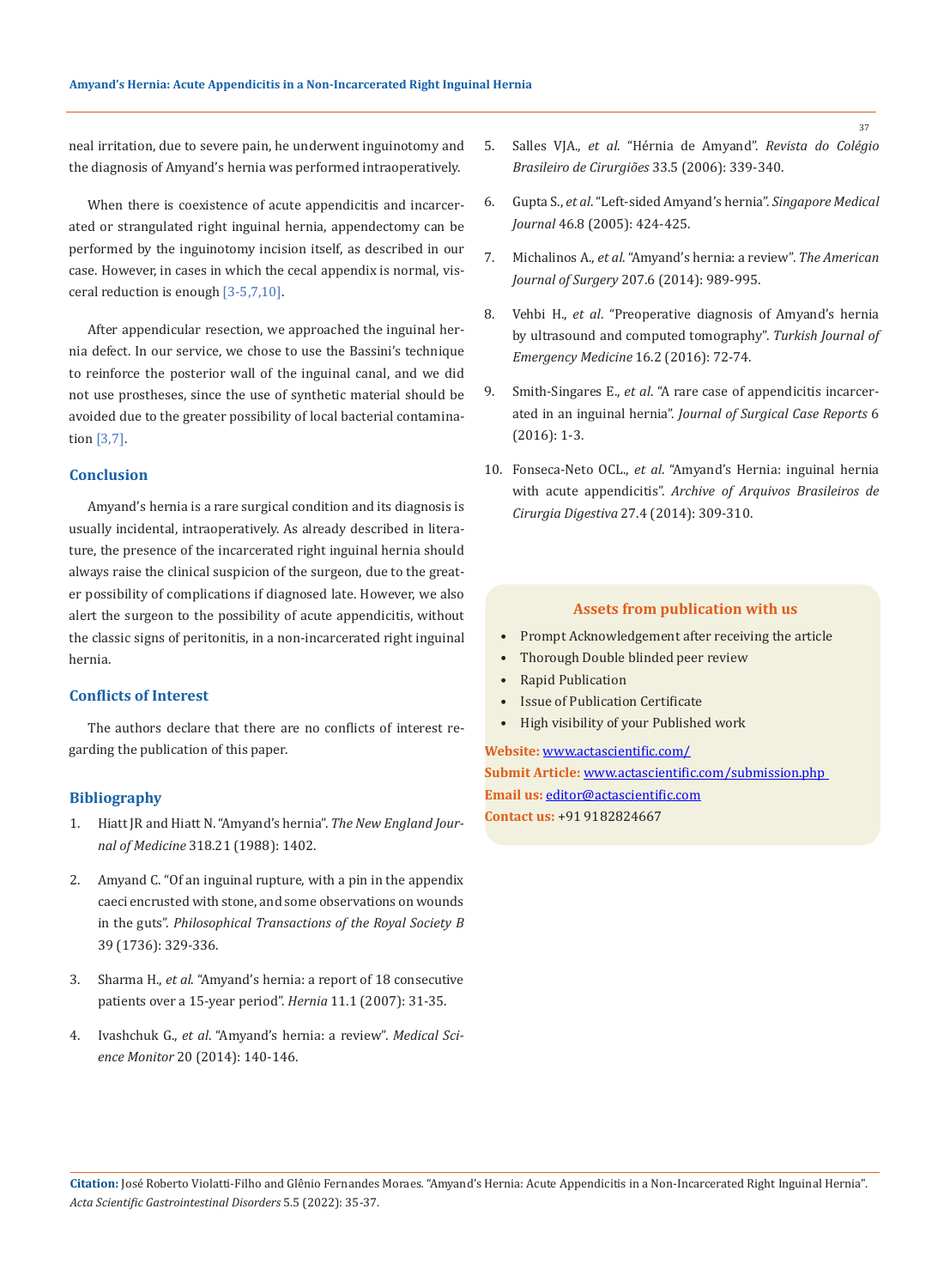neal irritation, due to severe pain, he underwent inguinotomy and the diagnosis of Amyand's hernia was performed intraoperatively.

When there is coexistence of acute appendicitis and incarcerated or strangulated right inguinal hernia, appendectomy can be performed by the inguinotomy incision itself, as described in our case. However, in cases in which the cecal appendix is normal, visceral reduction is enough [3-5,7,10].

After appendicular resection, we approached the inguinal hernia defect. In our service, we chose to use the Bassini's technique to reinforce the posterior wall of the inguinal canal, and we did not use prostheses, since the use of synthetic material should be avoided due to the greater possibility of local bacterial contamination [3,7].

## Conclusion

Amyand's hernia is a rare surgical condition and its diagnosis is usually incidental, intraoperatively. As already described in literature, the presence of the incarcerated right inguinal hernia should always raise the clinical suspicion of the surgeon, due to the greater possibility of complications if diagnosed late. However, we also alert the surgeon to the possibility of acute appendicitis, without the classic signs of peritonitis, in a non-incarcerated right inguinal hernia.

## Conflicts of Interest

The authors declare that there are no conflicts of interest regarding the publication of this paper.

## Bibliography

1. Hiatt JR and Hiatt N. "Amyand's hernia". *The New England Journal of Medicine* 318.21 (1988): 1402.
2. Amyand C. "Of an inguinal rupture, with a pin in the appendix caeci encrusted with stone, and some observations on wounds in the guts". *Philosophical Transactions of the Royal Society B* 39 (1736): 329-336.
3. Sharma H., *et al.* "Amyand's hernia: a report of 18 consecutive patients over a 15-year period". *Hernia* 11.1 (2007): 31-35.
4. Ivashchuk G., *et al*. "Amyand's hernia: a review". *Medical Science Monitor* 20 (2014): 140-146.
5. Salles VJA., *et al*. "Hérnia de Amyand". *Revista do Colégio Brasileiro de Cirurgiões* 33.5 (2006): 339-340.
6. Gupta S., *et al.* "Left-sided Amyand's hernia". *Singapore Medical Journal* 46.8 (2005): 424-425.
7. Michalinos A., *et al*. "Amyand's hernia: a review". *The American Journal of Surgery* 207.6 (2014): 989-995.
8. Vehbi H., *et al*. "Preoperative diagnosis of Amyand's hernia by ultrasound and computed tomography". *Turkish Journal of Emergency Medicine* 16.2 (2016): 72-74.
9. Smith-Singares E., *et al*. "A rare case of appendicitis incarcerated in an inguinal hernia". *Journal of Surgical Case Reports* 6 (2016): 1-3.
10. Fonseca-Neto OCL., *et al*. "Amyand's Hernia: inguinal hernia with acute appendicitis". *Archive of Arquivos Brasileiros de Cirurgia Digestiva* 27.4 (2014): 309-310.

**Assets from publication with us**

- Prompt Acknowledgement after receiving the article
- Thorough Double blinded peer review
- Rapid Publication
- Issue of Publication Certificate
- High visibility of your Published work

**Website:** www.actascientific.com/
**Submit Article:** www.actascientific.com/submission.php
**Email us:** editor@actascientific.com
**Contact us:** +91 9182824667